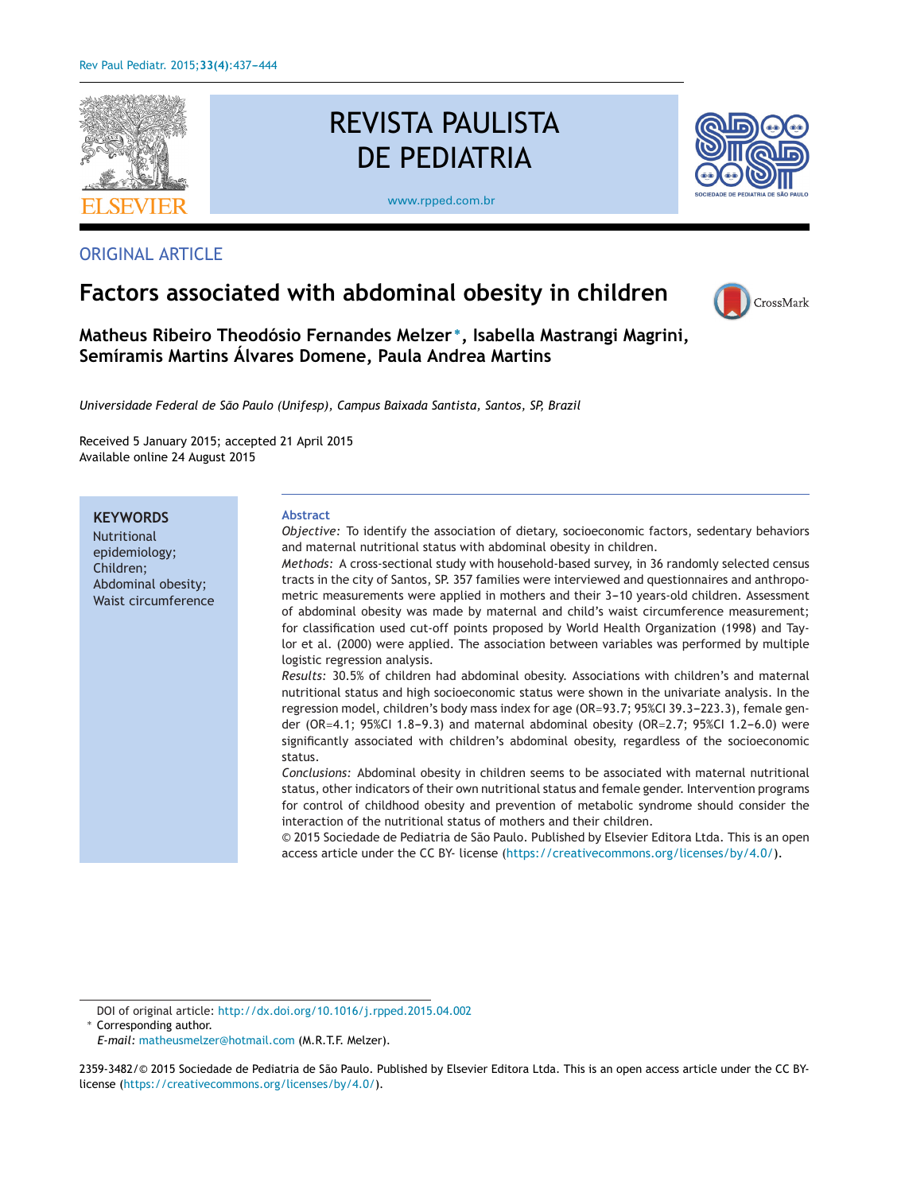ORIGINAL ARTICLE

# Factors associated with abdominal obesity in children

**Matheus Ribeiro Theodósio Fernandes Melzer*, Isabella Mastrangi Magrini, Semíramis Martins Álvares Domene, Paula Andrea Martins**

*Universidade Federal de São Paulo (Unifesp), Campus Baixada Santista, Santos, SP, Brazil*

Received 5 January 2015; accepted 21 April 2015
Available online 24 August 2015

**KEYWORDS**
Nutritional epidemiology;
Children;
Abdominal obesity;
Waist circumference

## Abstract

*Objective:* To identify the association of dietary, socioeconomic factors, sedentary behaviors and maternal nutritional status with abdominal obesity in children.

*Methods:* A cross-sectional study with household-based survey, in 36 randomly selected census tracts in the city of Santos, SP. 357 families were interviewed and questionnaires and anthropometric measurements were applied in mothers and their 3–10 years-old children. Assessment of abdominal obesity was made by maternal and child's waist circumference measurement; for classification used cut-off points proposed by World Health Organization (1998) and Taylor et al. (2000) were applied. The association between variables was performed by multiple logistic regression analysis.

*Results:* 30.5% of children had abdominal obesity. Associations with children's and maternal nutritional status and high socioeconomic status were shown in the univariate analysis. In the regression model, children's body mass index for age (OR=93.7; 95%CI 39.3–223.3), female gender (OR=4.1; 95%CI 1.8–9.3) and maternal abdominal obesity (OR=2.7; 95%CI 1.2–6.0) were significantly associated with children's abdominal obesity, regardless of the socioeconomic status.

*Conclusions:* Abdominal obesity in children seems to be associated with maternal nutritional status, other indicators of their own nutritional status and female gender. Intervention programs for control of childhood obesity and prevention of metabolic syndrome should consider the interaction of the nutritional status of mothers and their children.

© 2015 Sociedade de Pediatria de São Paulo. Published by Elsevier Editora Ltda. This is an open access article under the CC BY- license (https://creativecommons.org/licenses/by/4.0/).

---

DOI of original article: http://dx.doi.org/10.1016/j.rpped.2015.04.002

* Corresponding author.
*E-mail:* matheusmelzer@hotmail.com (M.R.T.F. Melzer).

2359-3482/© 2015 Sociedade de Pediatria de São Paulo. Published by Elsevier Editora Ltda. This is an open access article under the CC BY-license (https://creativecommons.org/licenses/by/4.0/).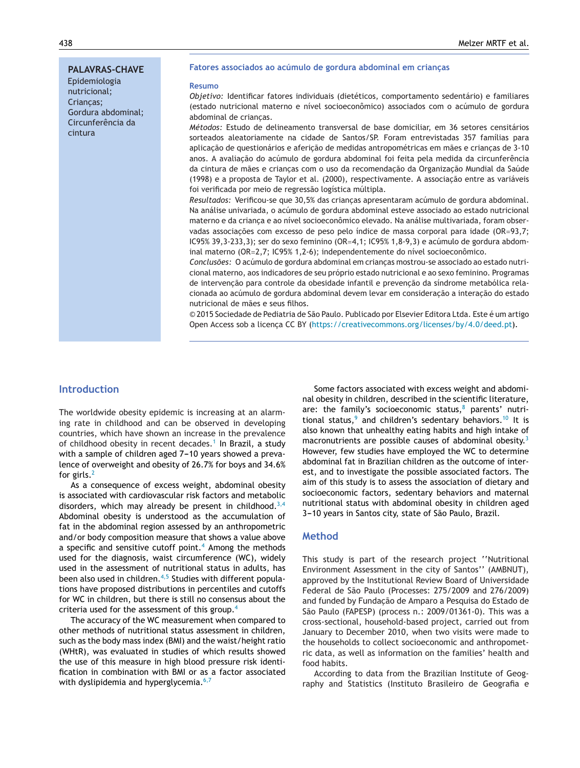**PALAVRAS-CHAVE**
Epidemiologia nutricional;
Crianças;
Gordura abdominal;
Circunferência da cintura

### Fatores associados ao acúmulo de gordura abdominal em crianças

#### Resumo

*Objetivo:* Identificar fatores individuais (dietéticos, comportamento sedentário) e familiares (estado nutricional materno e nível socioeconômico) associados com o acúmulo de gordura abdominal de crianças.

*Métodos:* Estudo de delineamento transversal de base domiciliar, em 36 setores censitários sorteados aleatoriamente na cidade de Santos/SP. Foram entrevistadas 357 famílias para aplicação de questionários e aferição de medidas antropométricas em mães e crianças de 3-10 anos. A avaliação do acúmulo de gordura abdominal foi feita pela medida da circunferência da cintura de mães e crianças com o uso da recomendação da Organização Mundial da Saúde (1998) e a proposta de Taylor et al. (2000), respectivamente. A associação entre as variáveis foi verificada por meio de regressão logística múltipla.

*Resultados:* Verificou-se que 30,5% das crianças apresentaram acúmulo de gordura abdominal. Na análise univariada, o acúmulo de gordura abdominal esteve associado ao estado nutricional materno e da criança e ao nível socioeconômico elevado. Na análise multivariada, foram observadas associações com excesso de peso pelo índice de massa corporal para idade (OR=93,7; IC95% 39,3-233,3); ser do sexo feminino (OR=4,1; IC95% 1,8-9,3) e acúmulo de gordura abdominal materno (OR=2,7; IC95% 1,2-6); independentemente do nível socioeconômico.

*Conclusões:* O acúmulo de gordura abdominal em crianças mostrou-se associado ao estado nutricional materno, aos indicadores de seu próprio estado nutricional e ao sexo feminino. Programas de intervenção para controle da obesidade infantil e prevenção da síndrome metabólica relacionada ao acúmulo de gordura abdominal devem levar em consideração a interação do estado nutricional de mães e seus filhos.

© 2015 Sociedade de Pediatria de São Paulo. Publicado por Elsevier Editora Ltda. Este é um artigo Open Access sob a licença CC BY (https://creativecommons.org/licenses/by/4.0/deed.pt).

## Introduction

The worldwide obesity epidemic is increasing at an alarming rate in childhood and can be observed in developing countries, which have shown an increase in the prevalence of childhood obesity in recent decades.[1] In Brazil, a study with a sample of children aged 7-10 years showed a prevalence of overweight and obesity of 26.7% for boys and 34.6% for girls.[2]

As a consequence of excess weight, abdominal obesity is associated with cardiovascular risk factors and metabolic disorders, which may already be present in childhood.[3,4] Abdominal obesity is understood as the accumulation of fat in the abdominal region assessed by an anthropometric and/or body composition measure that shows a value above a specific and sensitive cutoff point.[4] Among the methods used for the diagnosis, waist circumference (WC), widely used in the assessment of nutritional status in adults, has been also used in children.[4,5] Studies with different populations have proposed distributions in percentiles and cutoffs for WC in children, but there is still no consensus about the criteria used for the assessment of this group.[4]

The accuracy of the WC measurement when compared to other methods of nutritional status assessment in children, such as the body mass index (BMI) and the waist/height ratio (WHtR), was evaluated in studies of which results showed the use of this measure in high blood pressure risk identification in combination with BMI or as a factor associated with dyslipidemia and hyperglycemia.[6,7]

Some factors associated with excess weight and abdominal obesity in children, described in the scientific literature, are: the family's socioeconomic status,[8] parents' nutritional status,[9] and children's sedentary behaviors.[10] It is also known that unhealthy eating habits and high intake of macronutrients are possible causes of abdominal obesity.[3] However, few studies have employed the WC to determine abdominal fat in Brazilian children as the outcome of interest, and to investigate the possible associated factors. The aim of this study is to assess the association of dietary and socioeconomic factors, sedentary behaviors and maternal nutritional status with abdominal obesity in children aged 3-10 years in Santos city, state of São Paulo, Brazil.

## Method

This study is part of the research project ''Nutritional Environment Assessment in the city of Santos'' (AMBNUT), approved by the Institutional Review Board of Universidade Federal de São Paulo (Processes: 275/2009 and 276/2009) and funded by Fundação de Amparo a Pesquisa do Estado de São Paulo (FAPESP) (process n.: 2009/01361-0). This was a cross-sectional, household-based project, carried out from January to December 2010, when two visits were made to the households to collect socioeconomic and anthropometric data, as well as information on the families' health and food habits.

According to data from the Brazilian Institute of Geography and Statistics (Instituto Brasileiro de Geografia e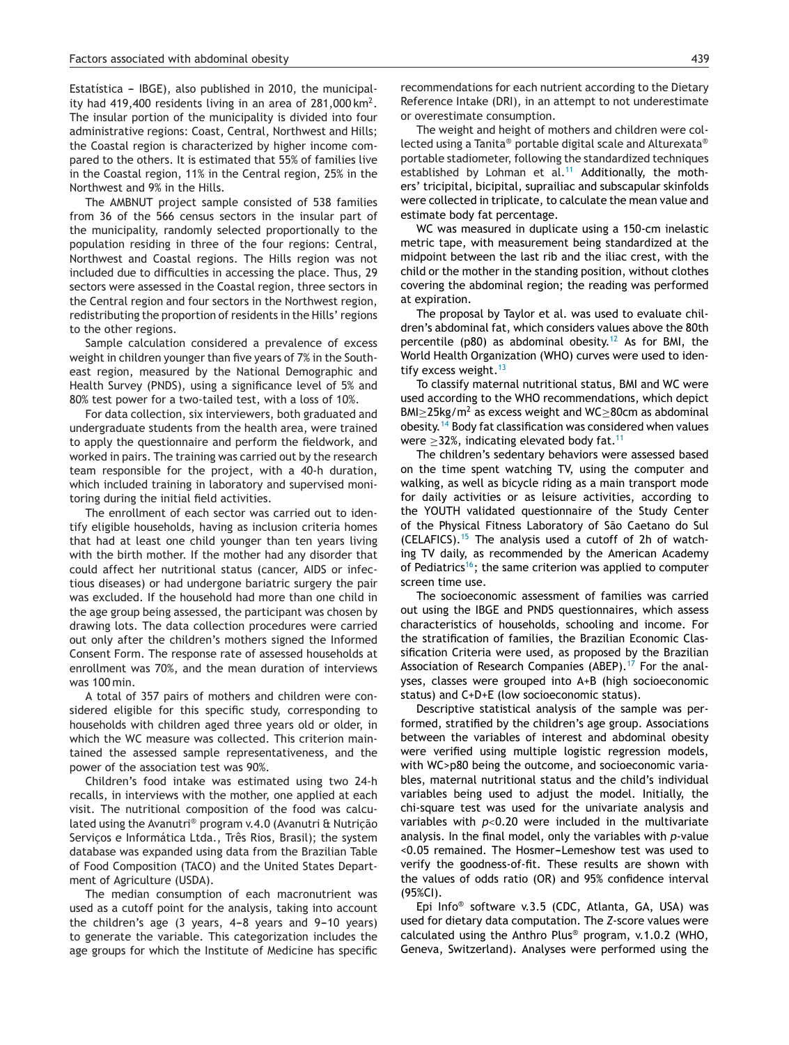Estatística – IBGE), also published in 2010, the municipality had 419,400 residents living in an area of 281,000 km$^2$. The insular portion of the municipality is divided into four administrative regions: Coast, Central, Northwest and Hills; the Coastal region is characterized by higher income compared to the others. It is estimated that 55% of families live in the Coastal region, 11% in the Central region, 25% in the Northwest and 9% in the Hills.

The AMBNUT project sample consisted of 538 families from 36 of the 566 census sectors in the insular part of the municipality, randomly selected proportionally to the population residing in three of the four regions: Central, Northwest and Coastal regions. The Hills region was not included due to difficulties in accessing the place. Thus, 29 sectors were assessed in the Coastal region, three sectors in the Central region and four sectors in the Northwest region, redistributing the proportion of residents in the Hills' regions to the other regions.

Sample calculation considered a prevalence of excess weight in children younger than five years of 7% in the Southeast region, measured by the National Demographic and Health Survey (PNDS), using a significance level of 5% and 80% test power for a two-tailed test, with a loss of 10%.

For data collection, six interviewers, both graduated and undergraduate students from the health area, were trained to apply the questionnaire and perform the fieldwork, and worked in pairs. The training was carried out by the research team responsible for the project, with a 40-h duration, which included training in laboratory and supervised monitoring during the initial field activities.

The enrollment of each sector was carried out to identify eligible households, having as inclusion criteria homes that had at least one child younger than ten years living with the birth mother. If the mother had any disorder that could affect her nutritional status (cancer, AIDS or infectious diseases) or had undergone bariatric surgery the pair was excluded. If the household had more than one child in the age group being assessed, the participant was chosen by drawing lots. The data collection procedures were carried out only after the children's mothers signed the Informed Consent Form. The response rate of assessed households at enrollment was 70%, and the mean duration of interviews was 100 min.

A total of 357 pairs of mothers and children were considered eligible for this specific study, corresponding to households with children aged three years old or older, in which the WC measure was collected. This criterion maintained the assessed sample representativeness, and the power of the association test was 90%.

Children's food intake was estimated using two 24-h recalls, in interviews with the mother, one applied at each visit. The nutritional composition of the food was calculated using the Avanutri® program v.4.0 (Avanutri & Nutrição Serviços e Informática Ltda., Três Rios, Brasil); the system database was expanded using data from the Brazilian Table of Food Composition (TACO) and the United States Department of Agriculture (USDA).

The median consumption of each macronutrient was used as a cutoff point for the analysis, taking into account the children's age (3 years, 4–8 years and 9–10 years) to generate the variable. This categorization includes the age groups for which the Institute of Medicine has specific recommendations for each nutrient according to the Dietary Reference Intake (DRI), in an attempt to not underestimate or overestimate consumption.

The weight and height of mothers and children were collected using a Tanita® portable digital scale and Alturexata® portable stadiometer, following the standardized techniques established by Lohman et al.[11] Additionally, the mothers' tricipital, bicipital, suprailiac and subscapular skinfolds were collected in triplicate, to calculate the mean value and estimate body fat percentage.

WC was measured in duplicate using a 150-cm inelastic metric tape, with measurement being standardized at the midpoint between the last rib and the iliac crest, with the child or the mother in the standing position, without clothes covering the abdominal region; the reading was performed at expiration.

The proposal by Taylor et al. was used to evaluate children's abdominal fat, which considers values above the 80th percentile (p80) as abdominal obesity.[12] As for BMI, the World Health Organization (WHO) curves were used to identify excess weight.[13]

To classify maternal nutritional status, BMI and WC were used according to the WHO recommendations, which depict BMI$\geq$25kg/m$^2$ as excess weight and WC$\geq$80cm as abdominal obesity.[14] Body fat classification was considered when values were $\geq$32%, indicating elevated body fat.[11]

The children's sedentary behaviors were assessed based on the time spent watching TV, using the computer and walking, as well as bicycle riding as a main transport mode for daily activities or as leisure activities, according to the YOUTH validated questionnaire of the Study Center of the Physical Fitness Laboratory of São Caetano do Sul (CELAFICS).[15] The analysis used a cutoff of 2h of watching TV daily, as recommended by the American Academy of Pediatrics[16]; the same criterion was applied to computer screen time use.

The socioeconomic assessment of families was carried out using the IBGE and PNDS questionnaires, which assess characteristics of households, schooling and income. For the stratification of families, the Brazilian Economic Classification Criteria were used, as proposed by the Brazilian Association of Research Companies (ABEP).[17] For the analyses, classes were grouped into A+B (high socioeconomic status) and C+D+E (low socioeconomic status).

Descriptive statistical analysis of the sample was performed, stratified by the children's age group. Associations between the variables of interest and abdominal obesity were verified using multiple logistic regression models, with WC>p80 being the outcome, and socioeconomic variables, maternal nutritional status and the child's individual variables being used to adjust the model. Initially, the chi-square test was used for the univariate analysis and variables with $p<0.20$ were included in the multivariate analysis. In the final model, only the variables with $p$-value $<0.05$ remained. The Hosmer–Lemeshow test was used to verify the goodness-of-fit. These results are shown with the values of odds ratio (OR) and 95% confidence interval (95%CI).

Epi Info® software v.3.5 (CDC, Atlanta, GA, USA) was used for dietary data computation. The $Z$-score values were calculated using the Anthro Plus® program, v.1.0.2 (WHO, Geneva, Switzerland). Analyses were performed using the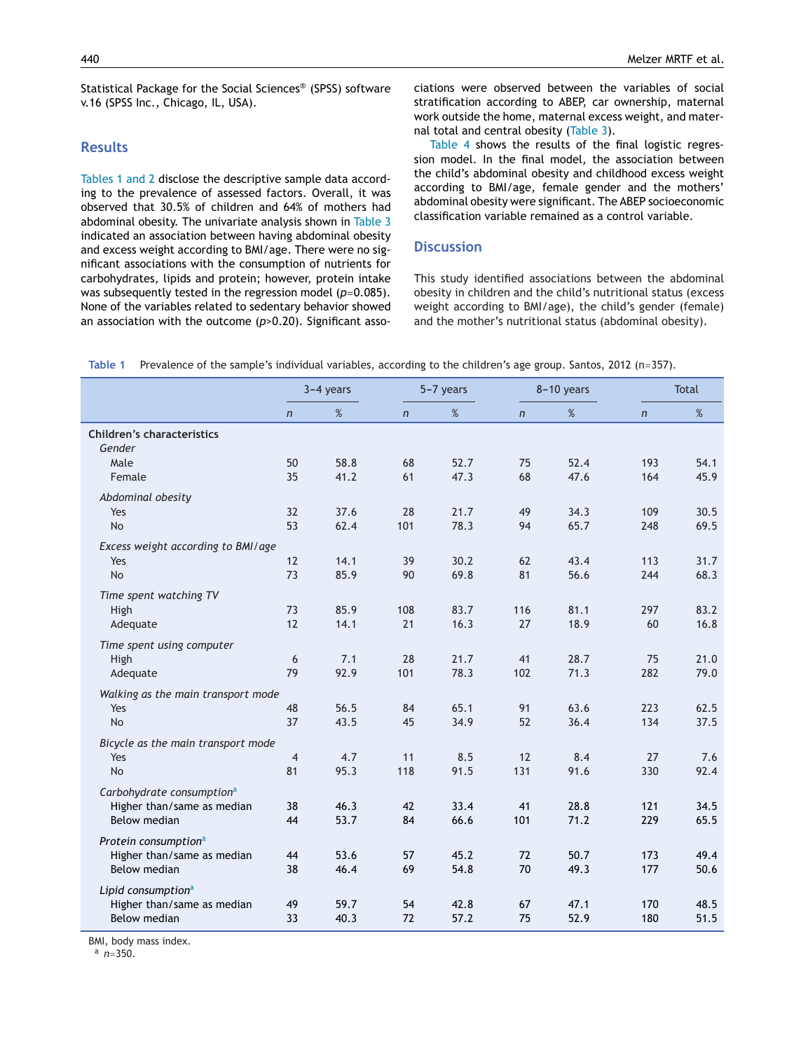Statistical Package for the Social Sciences® (SPSS) software v.16 (SPSS Inc., Chicago, IL, USA).

## Results

Tables 1 and 2 disclose the descriptive sample data according to the prevalence of assessed factors. Overall, it was observed that 30.5% of children and 64% of mothers had abdominal obesity. The univariate analysis shown in Table 3 indicated an association between having abdominal obesity and excess weight according to BMI/age. There were no significant associations with the consumption of nutrients for carbohydrates, lipids and protein; however, protein intake was subsequently tested in the regression model ($p$=0.085). None of the variables related to sedentary behavior showed an association with the outcome ($p$>0.20). Significant associations were observed between the variables of social stratification according to ABEP, car ownership, maternal work outside the home, maternal excess weight, and maternal total and central obesity (Table 3).

Table 4 shows the results of the final logistic regression model. In the final model, the association between the child's abdominal obesity and childhood excess weight according to BMI/age, female gender and the mothers' abdominal obesity were significant. The ABEP socioeconomic classification variable remained as a control variable.

## Discussion

This study identified associations between the abdominal obesity in children and the child's nutritional status (excess weight according to BMI/age), the child's gender (female) and the mother's nutritional status (abdominal obesity).

**Table 1** Prevalence of the sample's individual variables, according to the children's age group. Santos, 2012 (n=357).

| | 3–4 years | | 5–7 years | | 8–10 years | | Total | |
|---|---|---|---|---|---|---|---|---|
| | *n* | % | *n* | % | *n* | % | *n* | % |
| **Children's characteristics** | | | | | | | | |
| *Gender* | | | | | | | | |
| Male | 50 | 58.8 | 68 | 52.7 | 75 | 52.4 | 193 | 54.1 |
| Female | 35 | 41.2 | 61 | 47.3 | 68 | 47.6 | 164 | 45.9 |
| *Abdominal obesity* | | | | | | | | |
| Yes | 32 | 37.6 | 28 | 21.7 | 49 | 34.3 | 109 | 30.5 |
| No | 53 | 62.4 | 101 | 78.3 | 94 | 65.7 | 248 | 69.5 |
| *Excess weight according to BMI/age* | | | | | | | | |
| Yes | 12 | 14.1 | 39 | 30.2 | 62 | 43.4 | 113 | 31.7 |
| No | 73 | 85.9 | 90 | 69.8 | 81 | 56.6 | 244 | 68.3 |
| *Time spent watching TV* | | | | | | | | |
| High | 73 | 85.9 | 108 | 83.7 | 116 | 81.1 | 297 | 83.2 |
| Adequate | 12 | 14.1 | 21 | 16.3 | 27 | 18.9 | 60 | 16.8 |
| *Time spent using computer* | | | | | | | | |
| High | 6 | 7.1 | 28 | 21.7 | 41 | 28.7 | 75 | 21.0 |
| Adequate | 79 | 92.9 | 101 | 78.3 | 102 | 71.3 | 282 | 79.0 |
| *Walking as the main transport mode* | | | | | | | | |
| Yes | 48 | 56.5 | 84 | 65.1 | 91 | 63.6 | 223 | 62.5 |
| No | 37 | 43.5 | 45 | 34.9 | 52 | 36.4 | 134 | 37.5 |
| *Bicycle as the main transport mode* | | | | | | | | |
| Yes | 4 | 4.7 | 11 | 8.5 | 12 | 8.4 | 27 | 7.6 |
| No | 81 | 95.3 | 118 | 91.5 | 131 | 91.6 | 330 | 92.4 |
| *Carbohydrate consumption*[a] | | | | | | | | |
| Higher than/same as median | 38 | 46.3 | 42 | 33.4 | 41 | 28.8 | 121 | 34.5 |
| Below median | 44 | 53.7 | 84 | 66.6 | 101 | 71.2 | 229 | 65.5 |
| *Protein consumption*[a] | | | | | | | | |
| Higher than/same as median | 44 | 53.6 | 57 | 45.2 | 72 | 50.7 | 173 | 49.4 |
| Below median | 38 | 46.4 | 69 | 54.8 | 70 | 49.3 | 177 | 50.6 |
| *Lipid consumption*[a] | | | | | | | | |
| Higher than/same as median | 49 | 59.7 | 54 | 42.8 | 67 | 47.1 | 170 | 48.5 |
| Below median | 33 | 40.3 | 72 | 57.2 | 75 | 52.9 | 180 | 51.5 |

BMI, body mass index.
[a] $n$=350.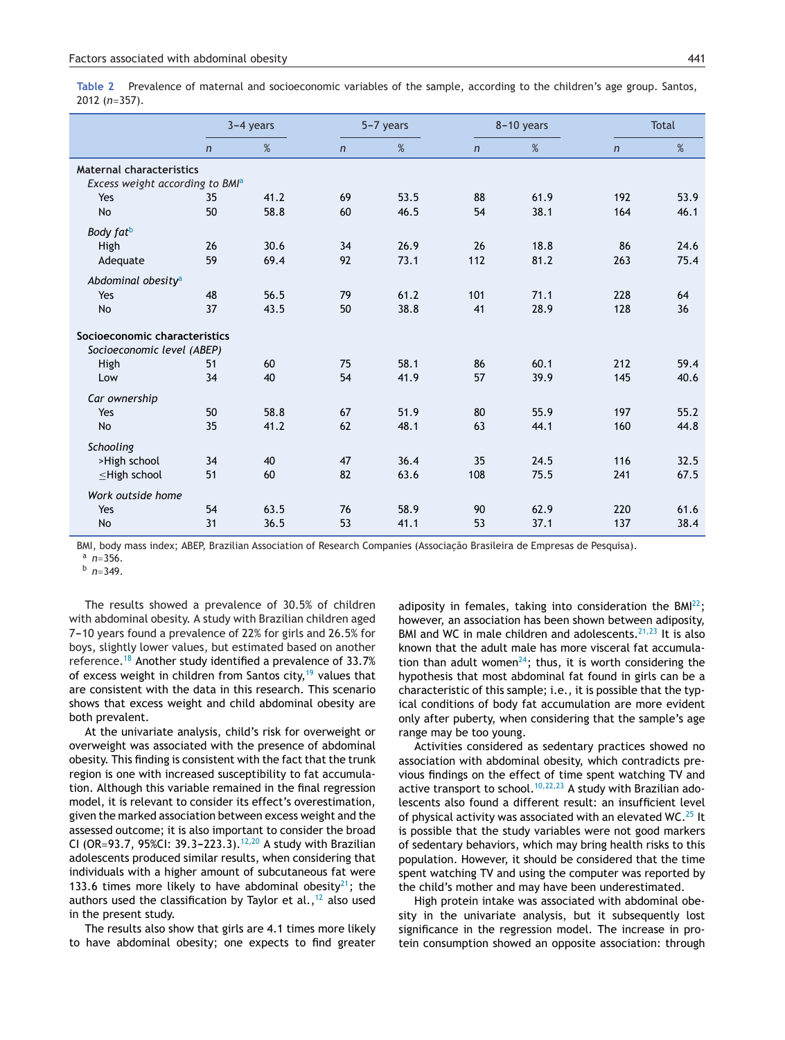**Table 2** Prevalence of maternal and socioeconomic variables of the sample, according to the children's age group. Santos, 2012 (n=357).

| | 3–4 years | | 5–7 years | | 8–10 years | | Total | |
|---|---|---|---|---|---|---|---|---|
| | n | % | n | % | n | % | n | % |
| **Maternal characteristics** | | | | | | | | |
| *Excess weight according to BMI*[a] | | | | | | | | |
| Yes | 35 | 41.2 | 69 | 53.5 | 88 | 61.9 | 192 | 53.9 |
| No | 50 | 58.8 | 60 | 46.5 | 54 | 38.1 | 164 | 46.1 |
| *Body fat*[b] | | | | | | | | |
| High | 26 | 30.6 | 34 | 26.9 | 26 | 18.8 | 86 | 24.6 |
| Adequate | 59 | 69.4 | 92 | 73.1 | 112 | 81.2 | 263 | 75.4 |
| *Abdominal obesity*[a] | | | | | | | | |
| Yes | 48 | 56.5 | 79 | 61.2 | 101 | 71.1 | 228 | 64 |
| No | 37 | 43.5 | 50 | 38.8 | 41 | 28.9 | 128 | 36 |
| **Socioeconomic characteristics** | | | | | | | | |
| *Socioeconomic level (ABEP)* | | | | | | | | |
| High | 51 | 60 | 75 | 58.1 | 86 | 60.1 | 212 | 59.4 |
| Low | 34 | 40 | 54 | 41.9 | 57 | 39.9 | 145 | 40.6 |
| *Car ownership* | | | | | | | | |
| Yes | 50 | 58.8 | 67 | 51.9 | 80 | 55.9 | 197 | 55.2 |
| No | 35 | 41.2 | 62 | 48.1 | 63 | 44.1 | 160 | 44.8 |
| *Schooling* | | | | | | | | |
| >High school | 34 | 40 | 47 | 36.4 | 35 | 24.5 | 116 | 32.5 |
| ≤High school | 51 | 60 | 82 | 63.6 | 108 | 75.5 | 241 | 67.5 |
| *Work outside home* | | | | | | | | |
| Yes | 54 | 63.5 | 76 | 58.9 | 90 | 62.9 | 220 | 61.6 |
| No | 31 | 36.5 | 53 | 41.1 | 53 | 37.1 | 137 | 38.4 |

BMI, body mass index; ABEP, Brazilian Association of Research Companies (Associação Brasileira de Empresas de Pesquisa).
[a] n=356.
[b] n=349.

The results showed a prevalence of 30.5% of children with abdominal obesity. A study with Brazilian children aged 7–10 years found a prevalence of 22% for girls and 26.5% for boys, slightly lower values, but estimated based on another reference.[18] Another study identified a prevalence of 33.7% of excess weight in children from Santos city,[19] values that are consistent with the data in this research. This scenario shows that excess weight and child abdominal obesity are both prevalent.

At the univariate analysis, child's risk for overweight or overweight was associated with the presence of abdominal obesity. This finding is consistent with the fact that the trunk region is one with increased susceptibility to fat accumulation. Although this variable remained in the final regression model, it is relevant to consider its effect's overestimation, given the marked association between excess weight and the assessed outcome; it is also important to consider the broad CI (OR=93.7, 95%CI: 39.3–223.3).[12,20] A study with Brazilian adolescents produced similar results, when considering that individuals with a higher amount of subcutaneous fat were 133.6 times more likely to have abdominal obesity[21]; the authors used the classification by Taylor et al.,[12] also used in the present study.

The results also show that girls are 4.1 times more likely to have abdominal obesity; one expects to find greater adiposity in females, taking into consideration the BMI[22]; however, an association has been shown between adiposity, BMI and WC in male children and adolescents.[21,23] It is also known that the adult male has more visceral fat accumulation than adult women[24]; thus, it is worth considering the hypothesis that most abdominal fat found in girls can be a characteristic of this sample; i.e., it is possible that the typical conditions of body fat accumulation are more evident only after puberty, when considering that the sample's age range may be too young.

Activities considered as sedentary practices showed no association with abdominal obesity, which contradicts previous findings on the effect of time spent watching TV and active transport to school.[10,22,23] A study with Brazilian adolescents also found a different result: an insufficient level of physical activity was associated with an elevated WC.[25] It is possible that the study variables were not good markers of sedentary behaviors, which may bring health risks to this population. However, it should be considered that the time spent watching TV and using the computer was reported by the child's mother and may have been underestimated.

High protein intake was associated with abdominal obesity in the univariate analysis, but it subsequently lost significance in the regression model. The increase in protein consumption showed an opposite association: through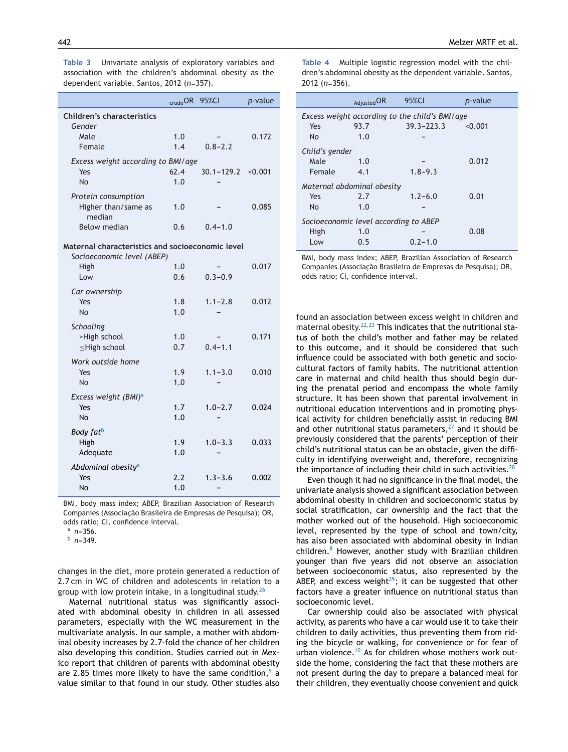**Table 3** Univariate analysis of exploratory variables and association with the children's abdominal obesity as the dependent variable. Santos, 2012 (*n*=357).

| | $_{crude}$OR | 95%CI | *p*-value |
|---|---|---|---|
| **Children's characteristics** | | | |
| *Gender* | | | |
| Male | 1.0 | – | 0.172 |
| Female | 1.4 | 0.8–2.2 | |
| *Excess weight according to BMI/age* | | | |
| Yes | 62.4 | 30.1–129.2 | <0.001 |
| No | 1.0 | – | |
| *Protein consumption* | | | |
| Higher than/same as median | 1.0 | – | 0.085 |
| Below median | 0.6 | 0.4–1.0 | |
| **Maternal characteristics and socioeconomic level** | | | |
| *Socioeconomic level (ABEP)* | | | |
| High | 1.0 | – | 0.017 |
| Low | 0.6 | 0.3–0.9 | |
| *Car ownership* | | | |
| Yes | 1.8 | 1.1–2.8 | 0.012 |
| No | 1.0 | – | |
| *Schooling* | | | |
| >High school | 1.0 | – | 0.171 |
| ≤High school | 0.7 | 0.4–1.1 | |
| *Work outside home* | | | |
| Yes | 1.9 | 1.1–3.0 | 0.010 |
| No | 1.0 | – | |
| *Excess weight (BMI)*[a] | | | |
| Yes | 1.7 | 1.0–2.7 | 0.024 |
| No | 1.0 | – | |
| *Body fat*[b] | | | |
| High | 1.9 | 1.0–3.3 | 0.033 |
| Adequate | 1.0 | – | |
| *Abdominal obesity*[a] | | | |
| Yes | 2.2 | 1.3–3.6 | 0.002 |
| No | 1.0 | – | |

BMI, body mass index; ABEP, Brazilian Association of Research Companies (Associação Brasileira de Empresas de Pesquisa); OR, odds ratio; CI, confidence interval.
[a] *n*=356.
[b] *n*=349.

**Table 4** Multiple logistic regression model with the children's abdominal obesity as the dependent variable. Santos, 2012 (*n*=356).

| | $_{Adjusted}$OR | 95%CI | *p*-value |
|---|---|---|---|
| *Excess weight according to the child's BMI/age* | | | |
| Yes | 93.7 | 39.3–223.3 | <0.001 |
| No | 1.0 | – | |
| *Child's gender* | | | |
| Male | 1.0 | – | 0.012 |
| Female | 4.1 | 1.8–9.3 | |
| *Maternal abdominal obesity* | | | |
| Yes | 2.7 | 1.2–6.0 | 0.01 |
| No | 1.0 | – | |
| *Socioeconomic level according to ABEP* | | | |
| High | 1.0 | – | 0.08 |
| Low | 0.5 | 0.2–1.0 | |

BMI, body mass index; ABEP, Brazilian Association of Research Companies (Associação Brasileira de Empresas de Pesquisa); OR, odds ratio; CI, confidence interval.

changes in the diet, more protein generated a reduction of 2.7 cm in WC of children and adolescents in relation to a group with low protein intake, in a longitudinal study.[26]

Maternal nutritional status was significantly associated with abdominal obesity in children in all assessed parameters, especially with the WC measurement in the multivariate analysis. In our sample, a mother with abdominal obesity increases by 2.7-fold the chance of her children also developing this condition. Studies carried out in Mexico report that children of parents with abdominal obesity are 2.85 times more likely to have the same condition,[9] a value similar to that found in our study. Other studies also found an association between excess weight in children and maternal obesity.[22,23] This indicates that the nutritional status of both the child's mother and father may be related to this outcome, and it should be considered that such influence could be associated with both genetic and sociocultural factors of family habits. The nutritional attention care in maternal and child health thus should begin during the prenatal period and encompass the whole family structure. It has been shown that parental involvement in nutritional education interventions and in promoting physical activity for children beneficially assist in reducing BMI and other nutritional status parameters,[27] and it should be previously considered that the parents' perception of their child's nutritional status can be an obstacle, given the difficulty in identifying overweight and, therefore, recognizing the importance of including their child in such activities.[28]

Even though it had no significance in the final model, the univariate analysis showed a significant association between abdominal obesity in children and socioeconomic status by social stratification, car ownership and the fact that the mother worked out of the household. High socioeconomic level, represented by the type of school and town/city, has also been associated with abdominal obesity in Indian children.[8] However, another study with Brazilian children younger than five years did not observe an association between socioeconomic status, also represented by the ABEP, and excess weight[29]; it can be suggested that other factors have a greater influence on nutritional status than socioeconomic level.

Car ownership could also be associated with physical activity, as parents who have a car would use it to take their children to daily activities, thus preventing them from riding the bicycle or walking, for convenience or for fear of urban violence.[10] As for children whose mothers work outside the home, considering the fact that these mothers are not present during the day to prepare a balanced meal for their children, they eventually choose convenient and quick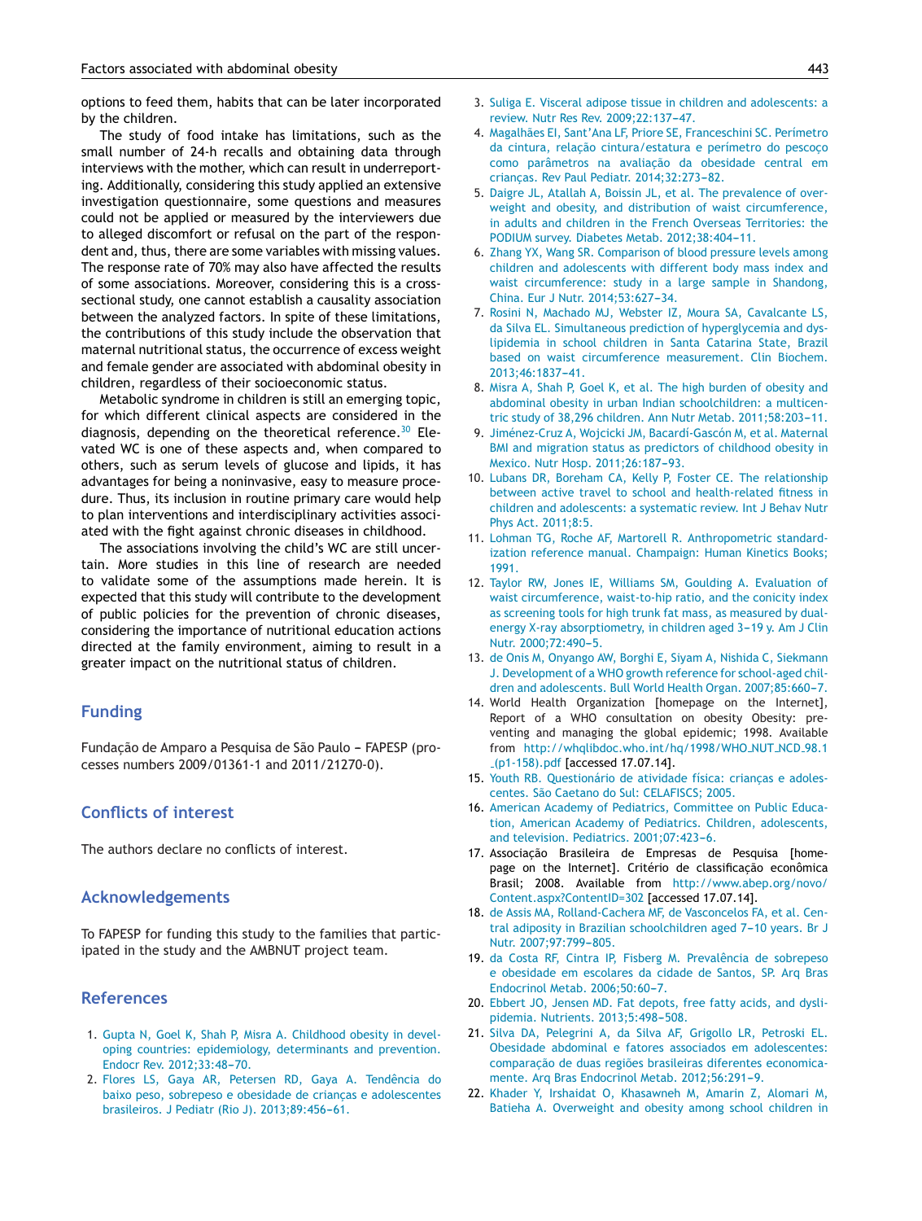options to feed them, habits that can be later incorporated by the children.

The study of food intake has limitations, such as the small number of 24-h recalls and obtaining data through interviews with the mother, which can result in underreporting. Additionally, considering this study applied an extensive investigation questionnaire, some questions and measures could not be applied or measured by the interviewers due to alleged discomfort or refusal on the part of the respondent and, thus, there are some variables with missing values. The response rate of 70% may also have affected the results of some associations. Moreover, considering this is a cross-sectional study, one cannot establish a causality association between the analyzed factors. In spite of these limitations, the contributions of this study include the observation that maternal nutritional status, the occurrence of excess weight and female gender are associated with abdominal obesity in children, regardless of their socioeconomic status.

Metabolic syndrome in children is still an emerging topic, for which different clinical aspects are considered in the diagnosis, depending on the theoretical reference.[30] Elevated WC is one of these aspects and, when compared to others, such as serum levels of glucose and lipids, it has advantages for being a noninvasive, easy to measure procedure. Thus, its inclusion in routine primary care would help to plan interventions and interdisciplinary activities associated with the fight against chronic diseases in childhood.

The associations involving the child's WC are still uncertain. More studies in this line of research are needed to validate some of the assumptions made herein. It is expected that this study will contribute to the development of public policies for the prevention of chronic diseases, considering the importance of nutritional education actions directed at the family environment, aiming to result in a greater impact on the nutritional status of children.

## Funding

Fundação de Amparo a Pesquisa de São Paulo – FAPESP (processes numbers 2009/01361-1 and 2011/21270-0).

## Conflicts of interest

The authors declare no conflicts of interest.

## Acknowledgements

To FAPESP for funding this study to the families that participated in the study and the AMBNUT project team.

## References

1. Gupta N, Goel K, Shah P, Misra A. Childhood obesity in developing countries: epidemiology, determinants and prevention. Endocr Rev. 2012;33:48–70.
2. Flores LS, Gaya AR, Petersen RD, Gaya A. Tendência do baixo peso, sobrepeso e obesidade de crianças e adolescentes brasileiros. J Pediatr (Rio J). 2013;89:456–61.
3. Suliga E. Visceral adipose tissue in children and adolescents: a review. Nutr Res Rev. 2009;22:137–47.
4. Magalhães EI, Sant'Ana LF, Priore SE, Franceschini SC. Perímetro da cintura, relação cintura/estatura e perímetro do pescoço como parâmetros na avaliação da obesidade central em crianças. Rev Paul Pediatr. 2014;32:273–82.
5. Daigre JL, Atallah A, Boissin JL, et al. The prevalence of overweight and obesity, and distribution of waist circumference, in adults and children in the French Overseas Territories: the PODIUM survey. Diabetes Metab. 2012;38:404–11.
6. Zhang YX, Wang SR. Comparison of blood pressure levels among children and adolescents with different body mass index and waist circumference: study in a large sample in Shandong, China. Eur J Nutr. 2014;53:627–34.
7. Rosini N, Machado MJ, Webster IZ, Moura SA, Cavalcante LS, da Silva EL. Simultaneous prediction of hyperglycemia and dyslipidemia in school children in Santa Catarina State, Brazil based on waist circumference measurement. Clin Biochem. 2013;46:1837–41.
8. Misra A, Shah P, Goel K, et al. The high burden of obesity and abdominal obesity in urban Indian schoolchildren: a multicentric study of 38,296 children. Ann Nutr Metab. 2011;58:203–11.
9. Jiménez-Cruz A, Wojcicki JM, Bacardí-Gascón M, et al. Maternal BMI and migration status as predictors of childhood obesity in Mexico. Nutr Hosp. 2011;26:187–93.
10. Lubans DR, Boreham CA, Kelly P, Foster CE. The relationship between active travel to school and health-related fitness in children and adolescents: a systematic review. Int J Behav Nutr Phys Act. 2011;8:5.
11. Lohman TG, Roche AF, Martorell R. Anthropometric standardization reference manual. Champaign: Human Kinetics Books; 1991.
12. Taylor RW, Jones IE, Williams SM, Goulding A. Evaluation of waist circumference, waist-to-hip ratio, and the conicity index as screening tools for high trunk fat mass, as measured by dual-energy X-ray absorptiometry, in children aged 3–19 y. Am J Clin Nutr. 2000;72:490–5.
13. de Onis M, Onyango AW, Borghi E, Siyam A, Nishida C, Siekmann J. Development of a WHO growth reference for school-aged children and adolescents. Bull World Health Organ. 2007;85:660–7.
14. World Health Organization [homepage on the Internet], Report of a WHO consultation on obesity Obesity: preventing and managing the global epidemic; 1998. Available from http://whqlibdoc.who.int/hq/1998/WHO_NUT_NCD_98.1_(p1-158).pdf [accessed 17.07.14].
15. Youth RB. Questionário de atividade física: crianças e adolescentes. São Caetano do Sul: CELAFISCS; 2005.
16. American Academy of Pediatrics, Committee on Public Education, American Academy of Pediatrics. Children, adolescents, and television. Pediatrics. 2001;07:423–6.
17. Associação Brasileira de Empresas de Pesquisa [homepage on the Internet]. Critério de classificação econômica Brasil; 2008. Available from http://www.abep.org/novo/Content.aspx?ContentID=302 [accessed 17.07.14].
18. de Assis MA, Rolland-Cachera MF, de Vasconcelos FA, et al. Central adiposity in Brazilian schoolchildren aged 7–10 years. Br J Nutr. 2007;97:799–805.
19. da Costa RF, Cintra IP, Fisberg M. Prevalência de sobrepeso e obesidade em escolares da cidade de Santos, SP. Arq Bras Endocrinol Metab. 2006;50:60–7.
20. Ebbert JO, Jensen MD. Fat depots, free fatty acids, and dyslipidemia. Nutrients. 2013;5:498–508.
21. Silva DA, Pelegrini A, da Silva AF, Grigollo LR, Petroski EL. Obesidade abdominal e fatores associados em adolescentes: comparação de duas regiões brasileiras diferentes economicamente. Arq Bras Endocrinol Metab. 2012;56:291–9.
22. Khader Y, Irshaidat O, Khasawneh M, Amarin Z, Alomari M, Batieha A. Overweight and obesity among school children in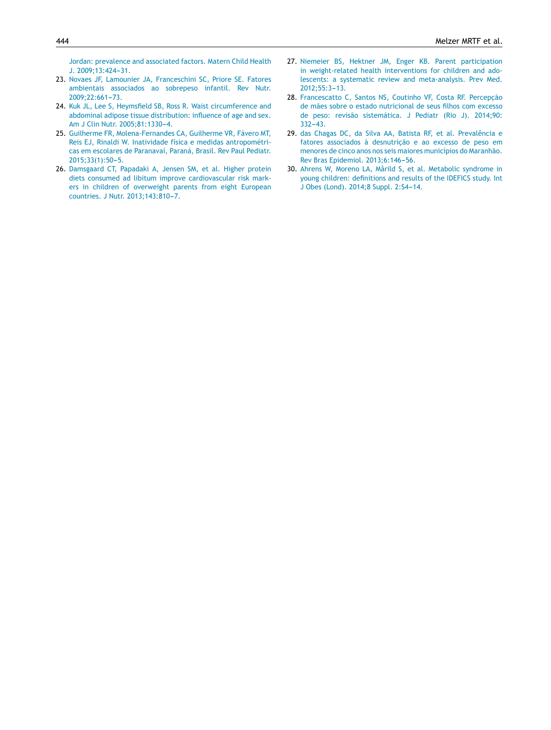Jordan: prevalence and associated factors. Matern Child Health J. 2009;13:424–31.

23. Novaes JF, Lamounier JA, Franceschini SC, Priore SE. Fatores ambientais associados ao sobrepeso infantil. Rev Nutr. 2009;22:661–73.
24. Kuk JL, Lee S, Heymsfield SB, Ross R. Waist circumference and abdominal adipose tissue distribution: influence of age and sex. Am J Clin Nutr. 2005;81:1330–4.
25. Guilherme FR, Molena-Fernandes CA, Guilherme VR, Fávero MT, Reis EJ, Rinaldi W. Inatividade física e medidas antropométricas em escolares de Paranavaí, Paraná, Brasil. Rev Paul Pediatr. 2015;33(1):50–5.
26. Damsgaard CT, Papadaki A, Jensen SM, et al. Higher protein diets consumed ad libitum improve cardiovascular risk markers in children of overweight parents from eight European countries. J Nutr. 2013;143:810–7.
27. Niemeier BS, Hektner JM, Enger KB. Parent participation in weight-related health interventions for children and adolescents: a systematic review and meta-analysis. Prev Med. 2012;55:3–13.
28. Francescatto C, Santos NS, Coutinho VF, Costa RF. Percepção de mães sobre o estado nutricional de seus filhos com excesso de peso: revisão sistemática. J Pediatr (Rio J). 2014;90: 332–43.
29. das Chagas DC, da Silva AA, Batista RF, et al. Prevalência e fatores associados à desnutrição e ao excesso de peso em menores de cinco anos nos seis maiores municípios do Maranhão. Rev Bras Epidemiol. 2013;6:146–56.
30. Ahrens W, Moreno LA, Mårild S, et al. Metabolic syndrome in young children: definitions and results of the IDEFICS study. Int J Obes (Lond). 2014;8 Suppl. 2:S4–14.